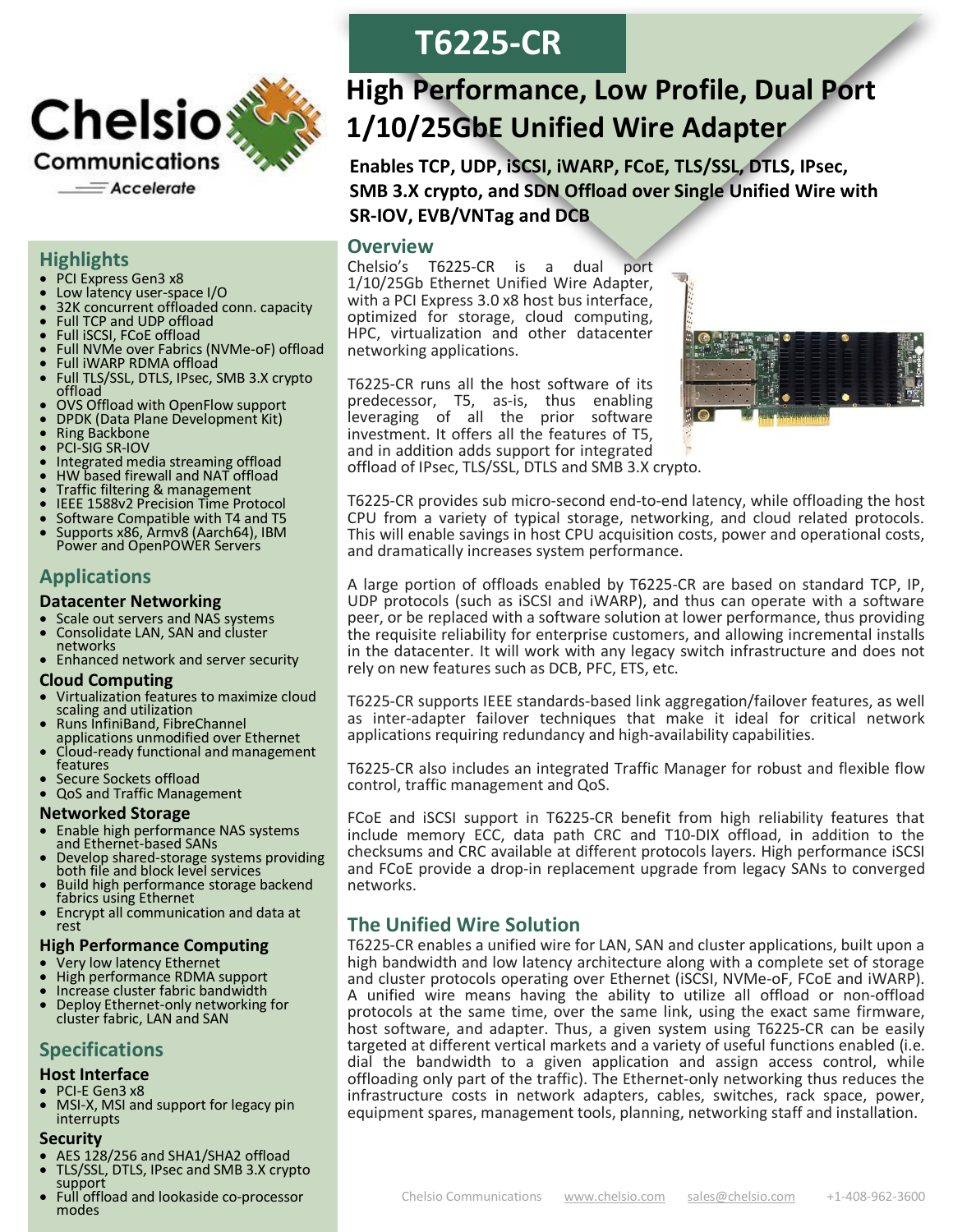# T6225-CR

## High Performance, Low Profile, Dual Port 1/10/25GbE Unified Wire Adapter

**Enables TCP, UDP, iSCSI, iWARP, FCoE, TLS/SSL, DTLS, IPsec, SMB 3.X crypto, and SDN Offload over Single Unified Wire with SR-IOV, EVB/VNTag and DCB**

## Overview

Chelsio's T6225-CR is a dual port 1/10/25Gb Ethernet Unified Wire Adapter, with a PCI Express 3.0 x8 host bus interface, optimized for storage, cloud computing, HPC, virtualization and other datacenter networking applications.

T6225-CR runs all the host software of its predecessor, T5, as-is, thus enabling leveraging of all the prior software investment. It offers all the features of T5, and in addition adds support for integrated offload of IPsec, TLS/SSL, DTLS and SMB 3.X crypto.

T6225-CR provides sub micro-second end-to-end latency, while offloading the host CPU from a variety of typical storage, networking, and cloud related protocols. This will enable savings in host CPU acquisition costs, power and operational costs, and dramatically increases system performance.

A large portion of offloads enabled by T6225-CR are based on standard TCP, IP, UDP protocols (such as iSCSI and iWARP), and thus can operate with a software peer, or be replaced with a software solution at lower performance, thus providing the requisite reliability for enterprise customers, and allowing incremental installs in the datacenter. It will work with any legacy switch infrastructure and does not rely on new features such as DCB, PFC, ETS, etc.

T6225-CR supports IEEE standards-based link aggregation/failover features, as well as inter-adapter failover techniques that make it ideal for critical network applications requiring redundancy and high-availability capabilities.

T6225-CR also includes an integrated Traffic Manager for robust and flexible flow control, traffic management and QoS.

FCoE and iSCSI support in T6225-CR benefit from high reliability features that include memory ECC, data path CRC and T10-DIX offload, in addition to the checksums and CRC available at different protocols layers. High performance iSCSI and FCoE provide a drop-in replacement upgrade from legacy SANs to converged networks.

## The Unified Wire Solution

T6225-CR enables a unified wire for LAN, SAN and cluster applications, built upon a high bandwidth and low latency architecture along with a complete set of storage and cluster protocols operating over Ethernet (iSCSI, NVMe-oF, FCoE and iWARP). A unified wire means having the ability to utilize all offload or non-offload protocols at the same time, over the same link, using the exact same firmware, host software, and adapter. Thus, a given system using T6225-CR can be easily targeted at different vertical markets and a variety of useful functions enabled (i.e. dial the bandwidth to a given application and assign access control, while offloading only part of the traffic). The Ethernet-only networking thus reduces the infrastructure costs in network adapters, cables, switches, rack space, power, equipment spares, management tools, planning, networking staff and installation.

## Highlights

- PCI Express Gen3 x8
- Low latency user-space I/O
- 32K concurrent offloaded conn. capacity
- Full TCP and UDP offload
- Full iSCSI, FCoE offload
- Full NVMe over Fabrics (NVMe-oF) offload
- Full iWARP RDMA offload
- Full TLS/SSL, DTLS, IPsec, SMB 3.X crypto offload
- OVS Offload with OpenFlow support
- DPDK (Data Plane Development Kit)
- Ring Backbone
- PCI-SIG SR-IOV
- Integrated media streaming offload
- HW based firewall and NAT offload
- Traffic filtering & management
- IEEE 1588v2 Precision Time Protocol
- Software Compatible with T4 and T5
- Supports x86, Armv8 (Aarch64), IBM Power and OpenPOWER Servers

## Applications

### Datacenter Networking

- Scale out servers and NAS systems
- Consolidate LAN, SAN and cluster networks
- Enhanced network and server security

### Cloud Computing

- Virtualization features to maximize cloud scaling and utilization
- Runs InfiniBand, FibreChannel applications unmodified over Ethernet
- Cloud-ready functional and management features
- Secure Sockets offload
- QoS and Traffic Management

### Networked Storage

- Enable high performance NAS systems and Ethernet-based SANs
- Develop shared-storage systems providing both file and block level services
- Build high performance storage backend fabrics using Ethernet
- Encrypt all communication and data at rest

### High Performance Computing

- Very low latency Ethernet
- High performance RDMA support
- Increase cluster fabric bandwidth
- Deploy Ethernet-only networking for cluster fabric, LAN and SAN

## Specifications

### Host Interface

- PCI-E Gen3 x8
- MSI-X, MSI and support for legacy pin interrupts

### Security

- AES 128/256 and SHA1/SHA2 offload
- TLS/SSL, DTLS, IPsec and SMB 3.X crypto support
- Full offload and lookaside co-processor modes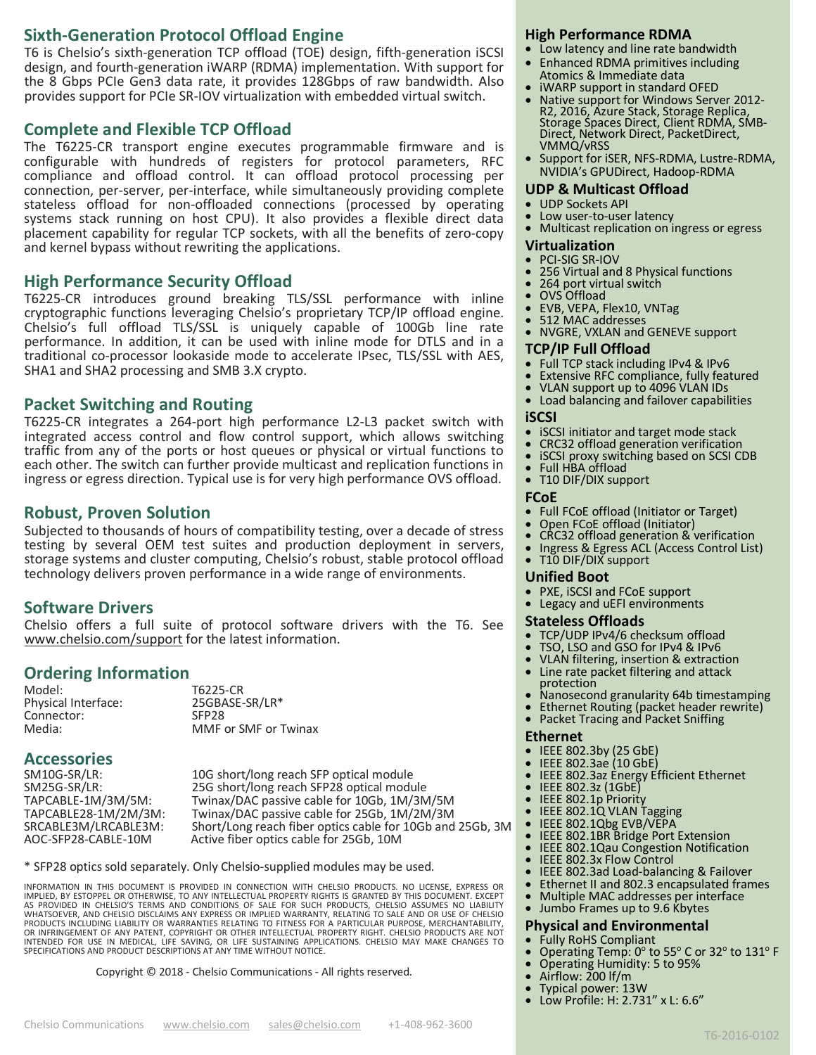## Sixth-Generation Protocol Offload Engine

T6 is Chelsio's sixth-generation TCP offload (TOE) design, fifth-generation iSCSI design, and fourth-generation iWARP (RDMA) implementation. With support for the 8 Gbps PCIe Gen3 data rate, it provides 128Gbps of raw bandwidth. Also provides support for PCIe SR-IOV virtualization with embedded virtual switch.

## Complete and Flexible TCP Offload

The T6225-CR transport engine executes programmable firmware and is configurable with hundreds of registers for protocol parameters, RFC compliance and offload control. It can offload protocol processing per connection, per-server, per-interface, while simultaneously providing complete stateless offload for non-offloaded connections (processed by operating systems stack running on host CPU). It also provides a flexible direct data placement capability for regular TCP sockets, with all the benefits of zero-copy and kernel bypass without rewriting the applications.

## High Performance Security Offload

T6225-CR introduces ground breaking TLS/SSL performance with inline cryptographic functions leveraging Chelsio's proprietary TCP/IP offload engine. Chelsio's full offload TLS/SSL is uniquely capable of 100Gb line rate performance. In addition, it can be used with inline mode for DTLS and in a traditional co-processor lookaside mode to accelerate IPsec, TLS/SSL with AES, SHA1 and SHA2 processing and SMB 3.X crypto.

## Packet Switching and Routing

T6225-CR integrates a 264-port high performance L2-L3 packet switch with integrated access control and flow control support, which allows switching traffic from any of the ports or host queues or physical or virtual functions to each other. The switch can further provide multicast and replication functions in ingress or egress direction. Typical use is for very high performance OVS offload.

## Robust, Proven Solution

Subjected to thousands of hours of compatibility testing, over a decade of stress testing by several OEM test suites and production deployment in servers, storage systems and cluster computing, Chelsio's robust, stable protocol offload technology delivers proven performance in a wide range of environments.

## Software Drivers

Chelsio offers a full suite of protocol software drivers with the T6. See www.chelsio.com/support for the latest information.

## Ordering Information

| | |
|---|---|
| Model: | T6225-CR |
| Physical Interface: | 25GBASE-SR/LR* |
| Connector: | SFP28 |
| Media: | MMF or SMF or Twinax |

## Accessories

| | |
|---|---|
| SM10G-SR/LR: | 10G short/long reach SFP optical module |
| SM25G-SR/LR: | 25G short/long reach SFP28 optical module |
| TAPCABLE-1M/3M/5M: | Twinax/DAC passive cable for 10Gb, 1M/3M/5M |
| TAPCABLE28-1M/2M/3M: | Twinax/DAC passive cable for 25Gb, 1M/2M/3M |
| SRCABLE3M/LRCABLE3M: | Short/Long reach fiber optics cable for 10Gb and 25Gb, 3M |
| AOC-SFP28-CABLE-10M | Active fiber optics cable for 25Gb, 10M |

* SFP28 optics sold separately. Only Chelsio-supplied modules may be used.

INFORMATION IN THIS DOCUMENT IS PROVIDED IN CONNECTION WITH CHELSIO PRODUCTS. NO LICENSE, EXPRESS OR IMPLIED, BY ESTOPPEL OR OTHERWISE, TO ANY INTELLECTUAL PROPERTY RIGHTS IS GRANTED BY THIS DOCUMENT. EXCEPT AS PROVIDED IN CHELSIO'S TERMS AND CONDITIONS OF SALE FOR SUCH PRODUCTS, CHELSIO ASSUMES NO LIABILITY WHATSOEVER, AND CHELSIO DISCLAIMS ANY EXPRESS OR IMPLIED WARRANTY, RELATING TO SALE AND OR USE OF CHELSIO PRODUCTS INCLUDING LIABILITY OR WARRANTIES RELATING TO FITNESS FOR A PARTICULAR PURPOSE, MERCHANTABILITY, OR INFRINGEMENT OF ANY PATENT, COPYRIGHT OR OTHER INTELLECTUAL PROPERTY RIGHT. CHELSIO PRODUCTS ARE NOT INTENDED FOR USE IN MEDICAL, LIFE SAVING, OR LIFE SUSTAINING APPLICATIONS. CHELSIO MAY MAKE CHANGES TO SPECIFICATIONS AND PRODUCT DESCRIPTIONS AT ANY TIME WITHOUT NOTICE.

Copyright © 2018 - Chelsio Communications - All rights reserved.

### High Performance RDMA

- Low latency and line rate bandwidth
- Enhanced RDMA primitives including Atomics & Immediate data
- iWARP support in standard OFED
- Native support for Windows Server 2012-R2, 2016, Azure Stack, Storage Replica, Storage Spaces Direct, Client RDMA, SMB-Direct, Network Direct, PacketDirect, VMMQ/vRSS
- Support for iSER, NFS-RDMA, Lustre-RDMA, NVIDIA's GPUDirect, Hadoop-RDMA

### UDP & Multicast Offload

- UDP Sockets API
- Low user-to-user latency
- Multicast replication on ingress or egress

### Virtualization

- PCI-SIG SR-IOV
- 256 Virtual and 8 Physical functions
- 264 port virtual switch
- OVS Offload
- EVB, VEPA, Flex10, VNTag
- 512 MAC addresses
- NVGRE, VXLAN and GENEVE support

### TCP/IP Full Offload

- Full TCP stack including IPv4 & IPv6
- Extensive RFC compliance, fully featured
- VLAN support up to 4096 VLAN IDs
- Load balancing and failover capabilities

### iSCSI

- iSCSI initiator and target mode stack
- CRC32 offload generation verification
- iSCSI proxy switching based on SCSI CDB
- Full HBA offload
- T10 DIF/DIX support

### FCoE

- Full FCoE offload (Initiator or Target)
- Open FCoE offload (Initiator)
- CRC32 offload generation & verification
- Ingress & Egress ACL (Access Control List)
- T10 DIF/DIX support

### Unified Boot

- PXE, iSCSI and FCoE support
- Legacy and uEFI environments

### Stateless Offloads

- TCP/UDP IPv4/6 checksum offload
- TSO, LSO and GSO for IPv4 & IPv6
- VLAN filtering, insertion & extraction
- Line rate packet filtering and attack protection
- Nanosecond granularity 64b timestamping
- Ethernet Routing (packet header rewrite)
- Packet Tracing and Packet Sniffing

### Ethernet

- IEEE 802.3by (25 GbE)
- IEEE 802.3ae (10 GbE)
- IEEE 802.3az Energy Efficient Ethernet
- IEEE 802.3z (1GbE)
- IEEE 802.1p Priority
- IEEE 802.1Q VLAN Tagging
- IEEE 802.1Qbg EVB/VEPA
- IEEE 802.1BR Bridge Port Extension
- IEEE 802.1Qau Congestion Notification
- IEEE 802.3x Flow Control
- IEEE 802.3ad Load-balancing & Failover
- Ethernet II and 802.3 encapsulated frames
- Multiple MAC addresses per interface
- Jumbo Frames up to 9.6 Kbytes

### Physical and Environmental

- Fully RoHS Compliant
- Operating Temp: 0° to 55° C or 32° to 131° F
- Operating Humidity: 5 to 95%
- Airflow: 200 lf/m
- Typical power: 13W
- Low Profile: H: 2.731" x L: 6.6"

Chelsio Communications www.chelsio.com sales@chelsio.com +1-408-962-3600

T6-2016-0102